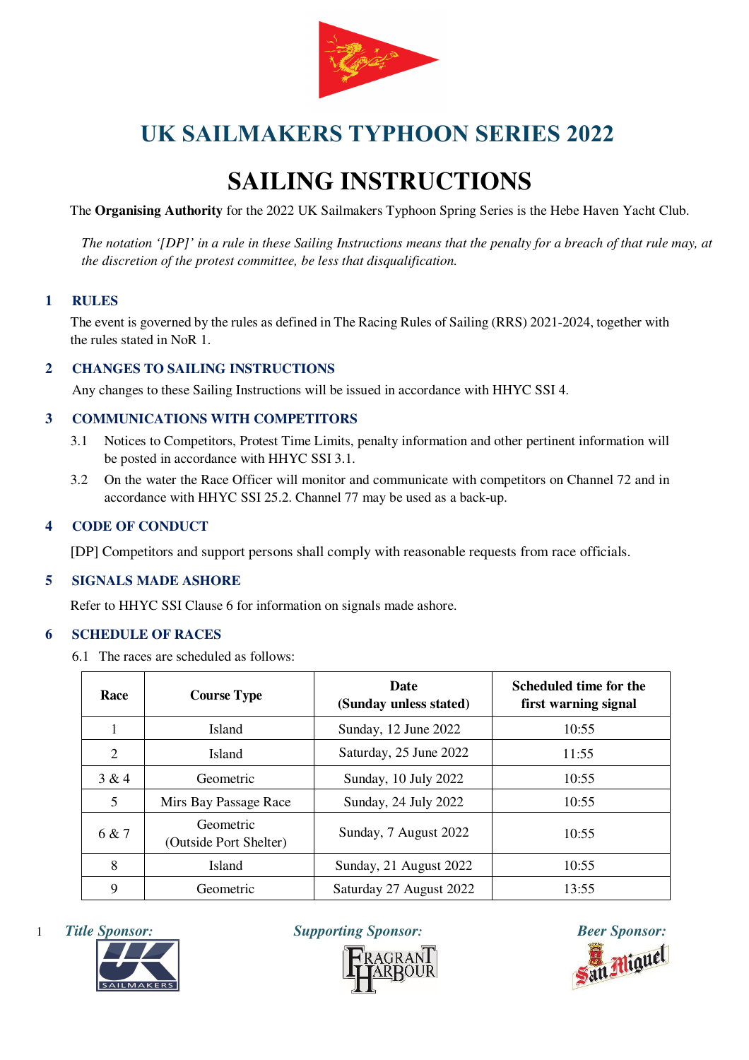# UK SAILMAKERS TYPHOON SERIES 2022

# SAILING INSTRUCTIONS

The **Organising Authority** for the 2022 UK Sailmakers Typhoon Spring Series is the Hebe Haven Yacht Club.

*The notation '[DP]' in a rule in these Sailing Instructions means that the penalty for a breach of that rule may, at the discretion of the protest committee, be less that disqualification.*

## 1 RULES

The event is governed by the rules as defined in The Racing Rules of Sailing (RRS) 2021-2024, together with the rules stated in NoR 1.

## 2 CHANGES TO SAILING INSTRUCTIONS

Any changes to these Sailing Instructions will be issued in accordance with HHYC SSI 4.

## 3 COMMUNICATIONS WITH COMPETITORS

3.1 Notices to Competitors, Protest Time Limits, penalty information and other pertinent information will be posted in accordance with HHYC SSI 3.1.

3.2 On the water the Race Officer will monitor and communicate with competitors on Channel 72 and in accordance with HHYC SSI 25.2. Channel 77 may be used as a back-up.

## 4 CODE OF CONDUCT

[DP] Competitors and support persons shall comply with reasonable requests from race officials.

## 5 SIGNALS MADE ASHORE

Refer to HHYC SSI Clause 6 for information on signals made ashore.

## 6 SCHEDULE OF RACES

6.1 The races are scheduled as follows:

| Race | Course Type | Date (Sunday unless stated) | Scheduled time for the first warning signal |
|---|---|---|---|
| 1 | Island | Sunday, 12 June 2022 | 10:55 |
| 2 | Island | Saturday, 25 June 2022 | 11:55 |
| 3 & 4 | Geometric | Sunday, 10 July 2022 | 10:55 |
| 5 | Mirs Bay Passage Race | Sunday, 24 July 2022 | 10:55 |
| 6 & 7 | Geometric (Outside Port Shelter) | Sunday, 7 August 2022 | 10:55 |
| 8 | Island | Sunday, 21 August 2022 | 10:55 |
| 9 | Geometric | Saturday 27 August 2022 | 13:55 |

*Title Sponsor:* *Supporting Sponsor:* *Beer Sponsor:*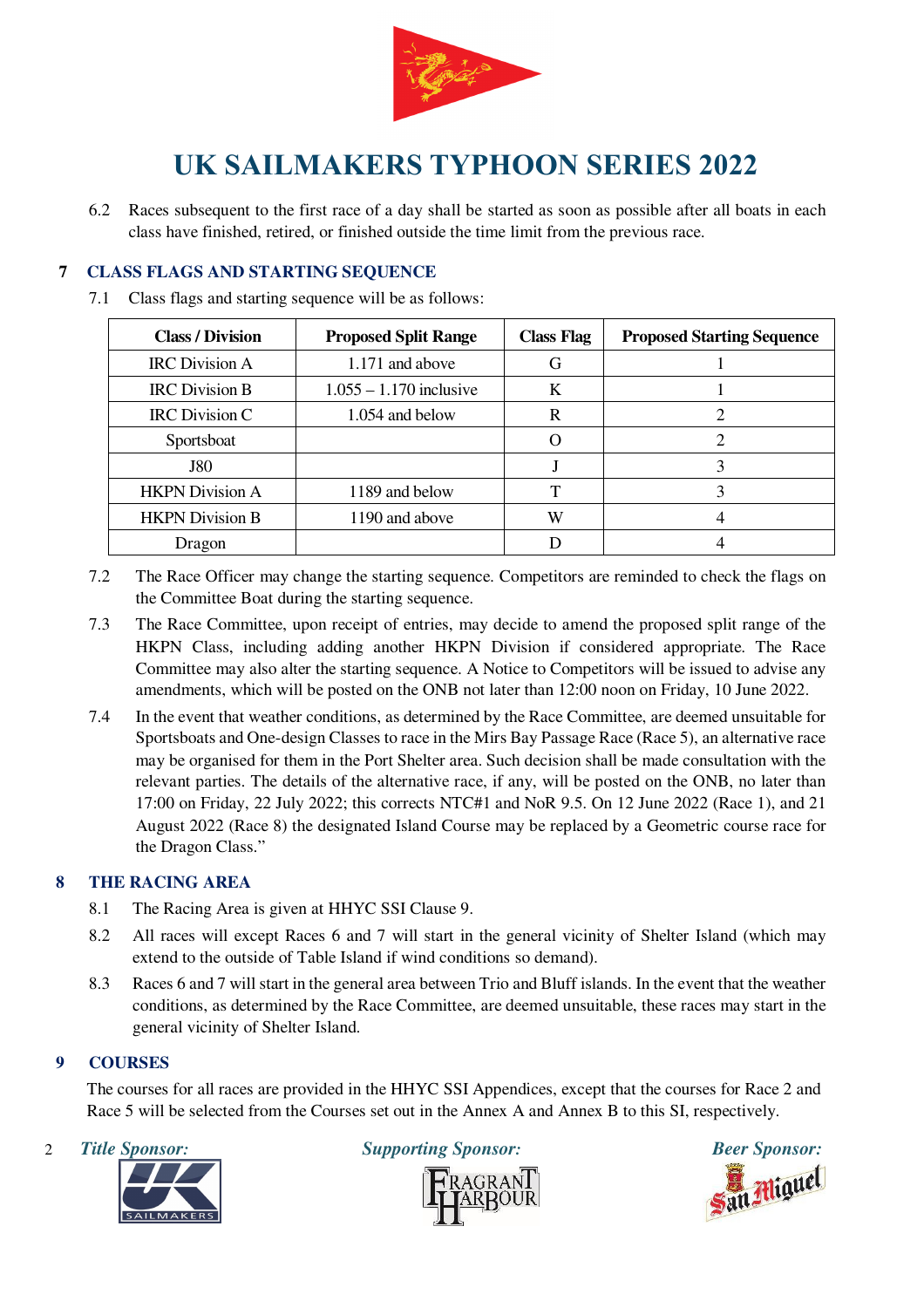# UK SAILMAKERS TYPHOON SERIES 2022

6.2 Races subsequent to the first race of a day shall be started as soon as possible after all boats in each class have finished, retired, or finished outside the time limit from the previous race.

## 7 CLASS FLAGS AND STARTING SEQUENCE

7.1 Class flags and starting sequence will be as follows:

| Class / Division | Proposed Split Range | Class Flag | Proposed Starting Sequence |
|---|---|---|---|
| IRC Division A | 1.171 and above | G | 1 |
| IRC Division B | 1.055 – 1.170 inclusive | K | 1 |
| IRC Division C | 1.054 and below | R | 2 |
| Sportsboat | | O | 2 |
| J80 | | J | 3 |
| HKPN Division A | 1189 and below | T | 3 |
| HKPN Division B | 1190 and above | W | 4 |
| Dragon | | D | 4 |

7.2 The Race Officer may change the starting sequence. Competitors are reminded to check the flags on the Committee Boat during the starting sequence.

7.3 The Race Committee, upon receipt of entries, may decide to amend the proposed split range of the HKPN Class, including adding another HKPN Division if considered appropriate. The Race Committee may also alter the starting sequence. A Notice to Competitors will be issued to advise any amendments, which will be posted on the ONB not later than 12:00 noon on Friday, 10 June 2022.

7.4 In the event that weather conditions, as determined by the Race Committee, are deemed unsuitable for Sportsboats and One-design Classes to race in the Mirs Bay Passage Race (Race 5), an alternative race may be organised for them in the Port Shelter area. Such decision shall be made consultation with the relevant parties. The details of the alternative race, if any, will be posted on the ONB, no later than 17:00 on Friday, 22 July 2022; this corrects NTC#1 and NoR 9.5. On 12 June 2022 (Race 1), and 21 August 2022 (Race 8) the designated Island Course may be replaced by a Geometric course race for the Dragon Class."

## 8 THE RACING AREA

8.1 The Racing Area is given at HHYC SSI Clause 9.

8.2 All races will except Races 6 and 7 will start in the general vicinity of Shelter Island (which may extend to the outside of Table Island if wind conditions so demand).

8.3 Races 6 and 7 will start in the general area between Trio and Bluff islands. In the event that the weather conditions, as determined by the Race Committee, are deemed unsuitable, these races may start in the general vicinity of Shelter Island.

## 9 COURSES

The courses for all races are provided in the HHYC SSI Appendices, except that the courses for Race 2 and Race 5 will be selected from the Courses set out in the Annex A and Annex B to this SI, respectively.

*Title Sponsor:* *Supporting Sponsor:* *Beer Sponsor:*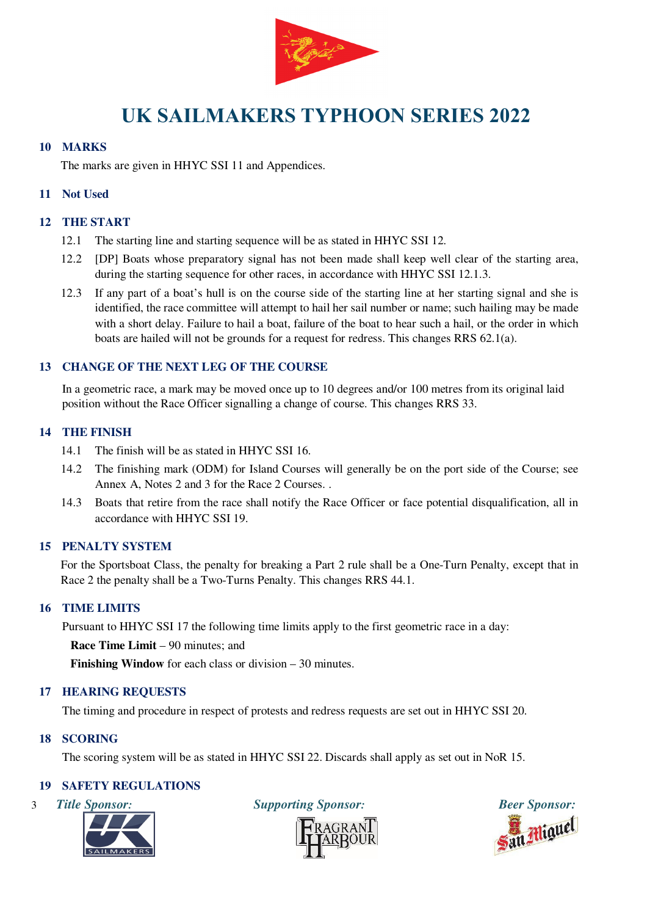# UK SAILMAKERS TYPHOON SERIES 2022

## 10 MARKS

The marks are given in HHYC SSI 11 and Appendices.

## 11 Not Used

## 12 THE START

12.1 The starting line and starting sequence will be as stated in HHYC SSI 12.

12.2 [DP] Boats whose preparatory signal has not been made shall keep well clear of the starting area, during the starting sequence for other races, in accordance with HHYC SSI 12.1.3.

12.3 If any part of a boat's hull is on the course side of the starting line at her starting signal and she is identified, the race committee will attempt to hail her sail number or name; such hailing may be made with a short delay. Failure to hail a boat, failure of the boat to hear such a hail, or the order in which boats are hailed will not be grounds for a request for redress. This changes RRS 62.1(a).

## 13 CHANGE OF THE NEXT LEG OF THE COURSE

In a geometric race, a mark may be moved once up to 10 degrees and/or 100 metres from its original laid position without the Race Officer signalling a change of course. This changes RRS 33.

## 14 THE FINISH

14.1 The finish will be as stated in HHYC SSI 16.

14.2 The finishing mark (ODM) for Island Courses will generally be on the port side of the Course; see Annex A, Notes 2 and 3 for the Race 2 Courses. .

14.3 Boats that retire from the race shall notify the Race Officer or face potential disqualification, all in accordance with HHYC SSI 19.

## 15 PENALTY SYSTEM

For the Sportsboat Class, the penalty for breaking a Part 2 rule shall be a One-Turn Penalty, except that in Race 2 the penalty shall be a Two-Turns Penalty. This changes RRS 44.1.

## 16 TIME LIMITS

Pursuant to HHYC SSI 17 the following time limits apply to the first geometric race in a day:

**Race Time Limit** – 90 minutes; and

**Finishing Window** for each class or division – 30 minutes.

## 17 HEARING REQUESTS

The timing and procedure in respect of protests and redress requests are set out in HHYC SSI 20.

## 18 SCORING

The scoring system will be as stated in HHYC SSI 22. Discards shall apply as set out in NoR 15.

## 19 SAFETY REGULATIONS

*Title Sponsor:* *Supporting Sponsor:* *Beer Sponsor:*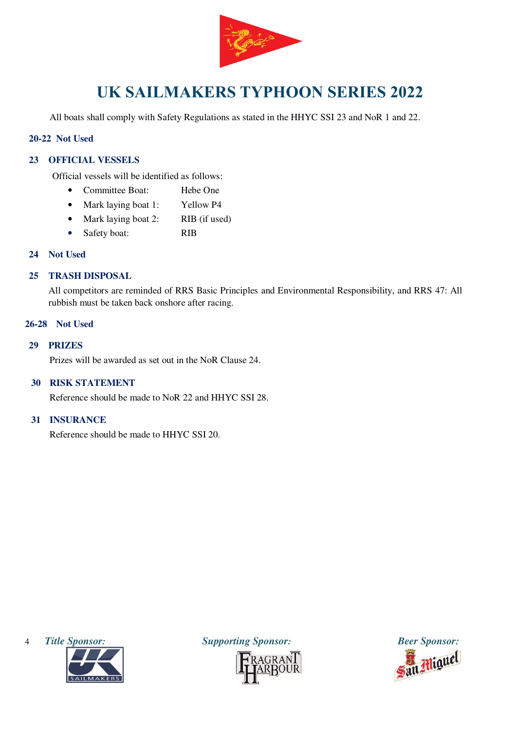# UK SAILMAKERS TYPHOON SERIES 2022

All boats shall comply with Safety Regulations as stated in the HHYC SSI 23 and NoR 1 and 22.

## 20-22 Not Used

## 23 OFFICIAL VESSELS

Official vessels will be identified as follows:

- Committee Boat: Hebe One
- Mark laying boat 1: Yellow P4
- Mark laying boat 2: RIB (if used)
- Safety boat: RIB

## 24 Not Used

## 25 TRASH DISPOSAL

All competitors are reminded of RRS Basic Principles and Environmental Responsibility, and RRS 47: All rubbish must be taken back onshore after racing.

## 26-28 Not Used

## 29 PRIZES

Prizes will be awarded as set out in the NoR Clause 24.

## 30 RISK STATEMENT

Reference should be made to NoR 22 and HHYC SSI 28.

## 31 INSURANCE

Reference should be made to HHYC SSI 20.

*Title Sponsor:* UK SAILMAKERS

*Supporting Sponsor:* FRAGRANT HARBOUR

*Beer Sponsor:* San Miguel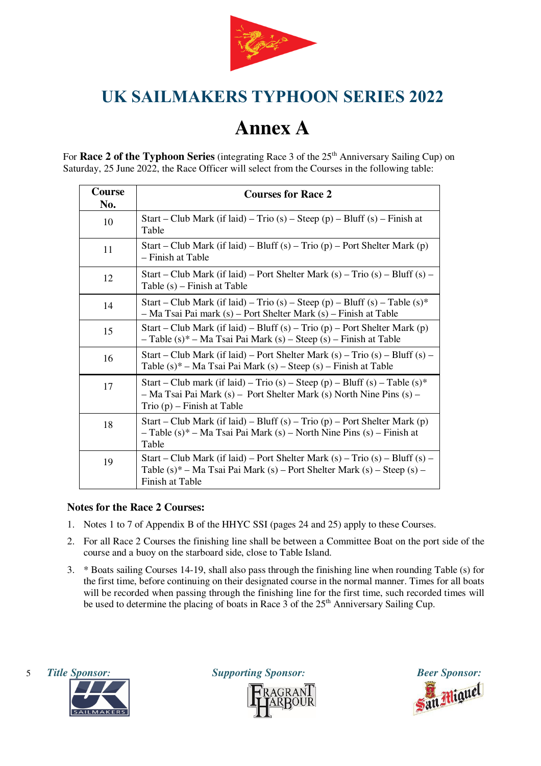## UK SAILMAKERS TYPHOON SERIES 2022

# Annex A

For **Race 2 of the Typhoon Series** (integrating Race 3 of the 25th Anniversary Sailing Cup) on Saturday, 25 June 2022, the Race Officer will select from the Courses in the following table:

| Course No. | Courses for Race 2 |
|---|---|
| 10 | Start – Club Mark (if laid) – Trio (s) – Steep (p) – Bluff (s) – Finish at Table |
| 11 | Start – Club Mark (if laid) – Bluff (s) – Trio (p) – Port Shelter Mark (p) – Finish at Table |
| 12 | Start – Club Mark (if laid) – Port Shelter Mark (s) – Trio (s) – Bluff (s) – Table (s) – Finish at Table |
| 14 | Start – Club Mark (if laid) – Trio (s) – Steep (p) – Bluff (s) – Table (s)* – Ma Tsai Pai mark (s) – Port Shelter Mark (s) – Finish at Table |
| 15 | Start – Club Mark (if laid) – Bluff (s) – Trio (p) – Port Shelter Mark (p) – Table (s)* – Ma Tsai Pai Mark (s) – Steep (s) – Finish at Table |
| 16 | Start – Club Mark (if laid) – Port Shelter Mark (s) – Trio (s) – Bluff (s) – Table (s)* – Ma Tsai Pai Mark (s) – Steep (s) – Finish at Table |
| 17 | Start – Club mark (if laid) – Trio (s) – Steep (p) – Bluff (s) – Table (s)* – Ma Tsai Pai Mark (s) – Port Shelter Mark (s) North Nine Pins (s) – Trio (p) – Finish at Table |
| 18 | Start – Club Mark (if laid) – Bluff (s) – Trio (p) – Port Shelter Mark (p) – Table (s)* – Ma Tsai Pai Mark (s) – North Nine Pins (s) – Finish at Table |
| 19 | Start – Club Mark (if laid) – Port Shelter Mark (s) – Trio (s) – Bluff (s) – Table (s)* – Ma Tsai Pai Mark (s) – Port Shelter Mark (s) – Steep (s) – Finish at Table |

### Notes for the Race 2 Courses:

1. Notes 1 to 7 of Appendix B of the HHYC SSI (pages 24 and 25) apply to these Courses.
2. For all Race 2 Courses the finishing line shall be between a Committee Boat on the port side of the course and a buoy on the starboard side, close to Table Island.
3. * Boats sailing Courses 14-19, shall also pass through the finishing line when rounding Table (s) for the first time, before continuing on their designated course in the normal manner. Times for all boats will be recorded when passing through the finishing line for the first time, such recorded times will be used to determine the placing of boats in Race 3 of the 25th Anniversary Sailing Cup.

*Title Sponsor:* *Supporting Sponsor:* *Beer Sponsor:*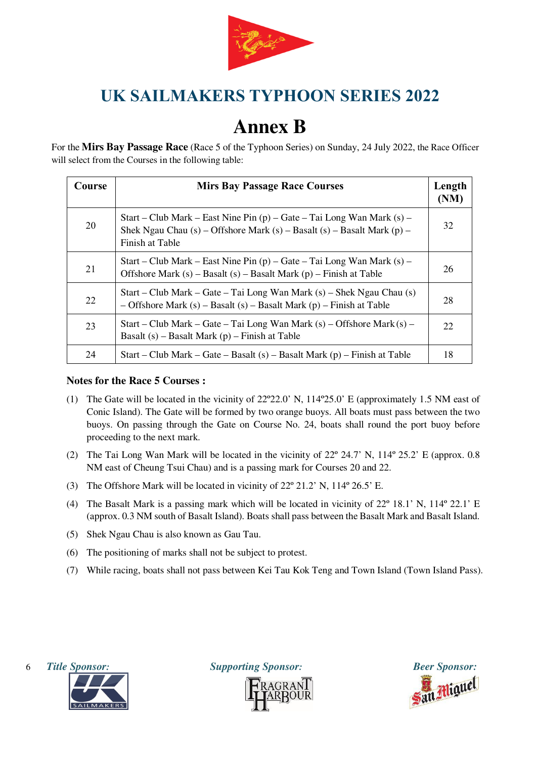# UK SAILMAKERS TYPHOON SERIES 2022

## Annex B

For the **Mirs Bay Passage Race** (Race 5 of the Typhoon Series) on Sunday, 24 July 2022, the Race Officer will select from the Courses in the following table:

| Course | Mirs Bay Passage Race Courses | Length (NM) |
|---|---|---|
| 20 | Start – Club Mark – East Nine Pin (p) – Gate – Tai Long Wan Mark (s) – Shek Ngau Chau (s) – Offshore Mark (s) – Basalt (s) – Basalt Mark (p) – Finish at Table | 32 |
| 21 | Start – Club Mark – East Nine Pin (p) – Gate – Tai Long Wan Mark (s) – Offshore Mark (s) – Basalt (s) – Basalt Mark (p) – Finish at Table | 26 |
| 22 | Start – Club Mark – Gate – Tai Long Wan Mark (s) – Shek Ngau Chau (s) – Offshore Mark (s) – Basalt (s) – Basalt Mark (p) – Finish at Table | 28 |
| 23 | Start – Club Mark – Gate – Tai Long Wan Mark (s) – Offshore Mark (s) – Basalt (s) – Basalt Mark (p) – Finish at Table | 22 |
| 24 | Start – Club Mark – Gate – Basalt (s) – Basalt Mark (p) – Finish at Table | 18 |

### Notes for the Race 5 Courses :

(1) The Gate will be located in the vicinity of 22º22.0' N, 114º25.0' E (approximately 1.5 NM east of Conic Island). The Gate will be formed by two orange buoys. All boats must pass between the two buoys. On passing through the Gate on Course No. 24, boats shall round the port buoy before proceeding to the next mark.

(2) The Tai Long Wan Mark will be located in the vicinity of 22º 24.7' N, 114º 25.2' E (approx. 0.8 NM east of Cheung Tsui Chau) and is a passing mark for Courses 20 and 22.

(3) The Offshore Mark will be located in vicinity of 22º 21.2' N, 114º 26.5' E.

(4) The Basalt Mark is a passing mark which will be located in vicinity of 22º 18.1' N, 114º 22.1' E (approx. 0.3 NM south of Basalt Island). Boats shall pass between the Basalt Mark and Basalt Island.

(5) Shek Ngau Chau is also known as Gau Tau.

(6) The positioning of marks shall not be subject to protest.

(7) While racing, boats shall not pass between Kei Tau Kok Teng and Town Island (Town Island Pass).

*Title Sponsor:* *Supporting Sponsor:* *Beer Sponsor:*